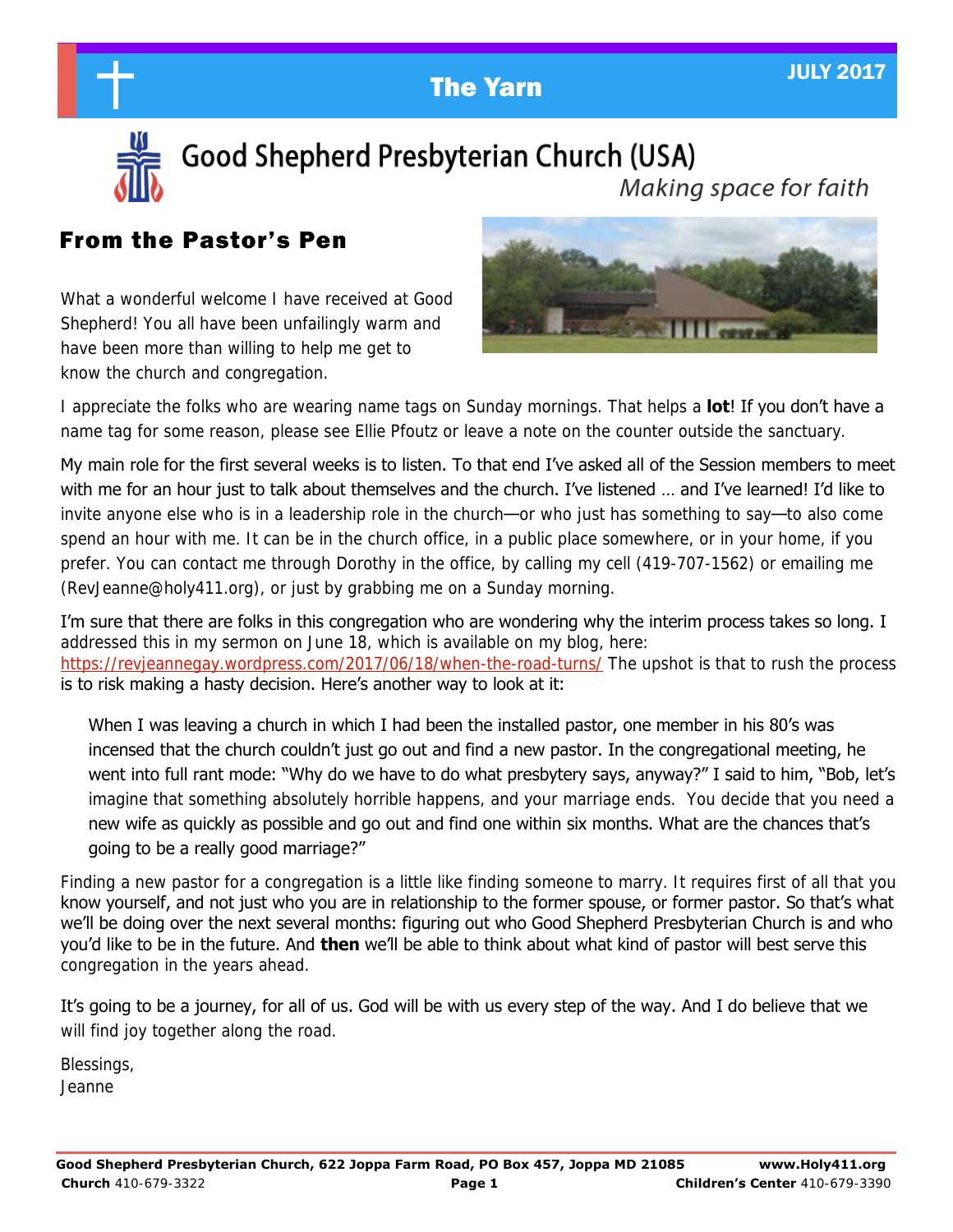# The Yarn

JULY 2017

## Good Shepherd Presbyterian Church (USA)

*Making space for faith*

## From the Pastor's Pen

What a wonderful welcome I have received at Good Shepherd! You all have been unfailingly warm and have been more than willing to help me get to know the church and congregation.

I appreciate the folks who are wearing name tags on Sunday mornings. That helps a **lot**! If you don't have a name tag for some reason, please see Ellie Pfoutz or leave a note on the counter outside the sanctuary.

My main role for the first several weeks is to listen. To that end I've asked all of the Session members to meet with me for an hour just to talk about themselves and the church. I've listened … and I've learned! I'd like to invite anyone else who is in a leadership role in the church—or who just has something to say—to also come spend an hour with me. It can be in the church office, in a public place somewhere, or in your home, if you prefer. You can contact me through Dorothy in the office, by calling my cell (419-707-1562) or emailing me (RevJeanne@holy411.org), or just by grabbing me on a Sunday morning.

I'm sure that there are folks in this congregation who are wondering why the interim process takes so long. I addressed this in my sermon on June 18, which is available on my blog, here: https://revjeannegay.wordpress.com/2017/06/18/when-the-road-turns/ The upshot is that to rush the process is to risk making a hasty decision. Here's another way to look at it:

> When I was leaving a church in which I had been the installed pastor, one member in his 80's was incensed that the church couldn't just go out and find a new pastor. In the congregational meeting, he went into full rant mode: "Why do we have to do what presbytery says, anyway?" I said to him, "Bob, let's imagine that something absolutely horrible happens, and your marriage ends. You decide that you need a new wife as quickly as possible and go out and find one within six months. What are the chances that's going to be a really good marriage?"

Finding a new pastor for a congregation is a little like finding someone to marry. It requires first of all that you know yourself, and not just who you are in relationship to the former spouse, or former pastor. So that's what we'll be doing over the next several months: figuring out who Good Shepherd Presbyterian Church is and who you'd like to be in the future. And **then** we'll be able to think about what kind of pastor will best serve this congregation in the years ahead.

It's going to be a journey, for all of us. God will be with us every step of the way. And I do believe that we will find joy together along the road.

Blessings,
Jeanne

**Good Shepherd Presbyterian Church, 622 Joppa Farm Road, PO Box 457, Joppa MD 21085** **www.Holy411.org**
**Church** 410-679-3322 **Children's Center** 410-679-3390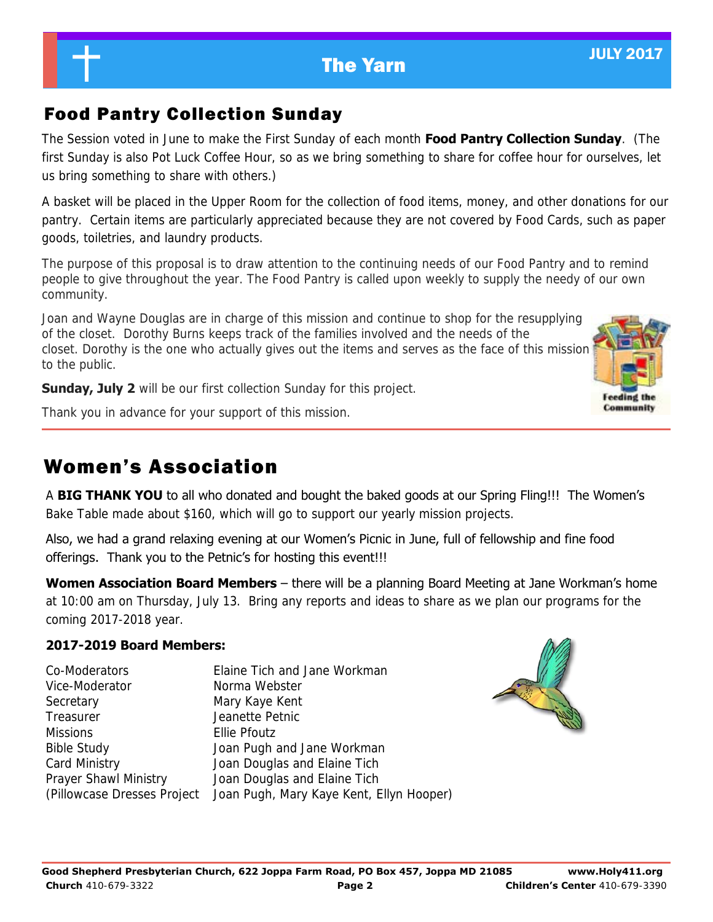## Food Pantry Collection Sunday

The Session voted in June to make the First Sunday of each month **Food Pantry Collection Sunday**. (The first Sunday is also Pot Luck Coffee Hour, so as we bring something to share for coffee hour for ourselves, let us bring something to share with others.)

A basket will be placed in the Upper Room for the collection of food items, money, and other donations for our pantry. Certain items are particularly appreciated because they are not covered by Food Cards, such as paper goods, toiletries, and laundry products.

The purpose of this proposal is to draw attention to the continuing needs of our Food Pantry and to remind people to give throughout the year. The Food Pantry is called upon weekly to supply the needy of our own community.

Joan and Wayne Douglas are in charge of this mission and continue to shop for the resupplying of the closet. Dorothy Burns keeps track of the families involved and the needs of the closet. Dorothy is the one who actually gives out the items and serves as the face of this mission to the public.

**Sunday, July 2** will be our first collection Sunday for this project.

Thank you in advance for your support of this mission.

## Women's Association

A **BIG THANK YOU** to all who donated and bought the baked goods at our Spring Fling!!! The Women's Bake Table made about $160, which will go to support our yearly mission projects.

Also, we had a grand relaxing evening at our Women's Picnic in June, full of fellowship and fine food offerings. Thank you to the Petnic's for hosting this event!!!

**Women Association Board Members** – there will be a planning Board Meeting at Jane Workman's home at 10:00 am on Thursday, July 13. Bring any reports and ideas to share as we plan our programs for the coming 2017-2018 year.

**2017-2019 Board Members:**

| | |
|---|---|
| Co-Moderators | Elaine Tich and Jane Workman |
| Vice-Moderator | Norma Webster |
| Secretary | Mary Kaye Kent |
| Treasurer | Jeanette Petnic |
| Missions | Ellie Pfoutz |
| Bible Study | Joan Pugh and Jane Workman |
| Card Ministry | Joan Douglas and Elaine Tich |
| Prayer Shawl Ministry | Joan Douglas and Elaine Tich |
| (Pillowcase Dresses Project | Joan Pugh, Mary Kaye Kent, Ellyn Hooper) |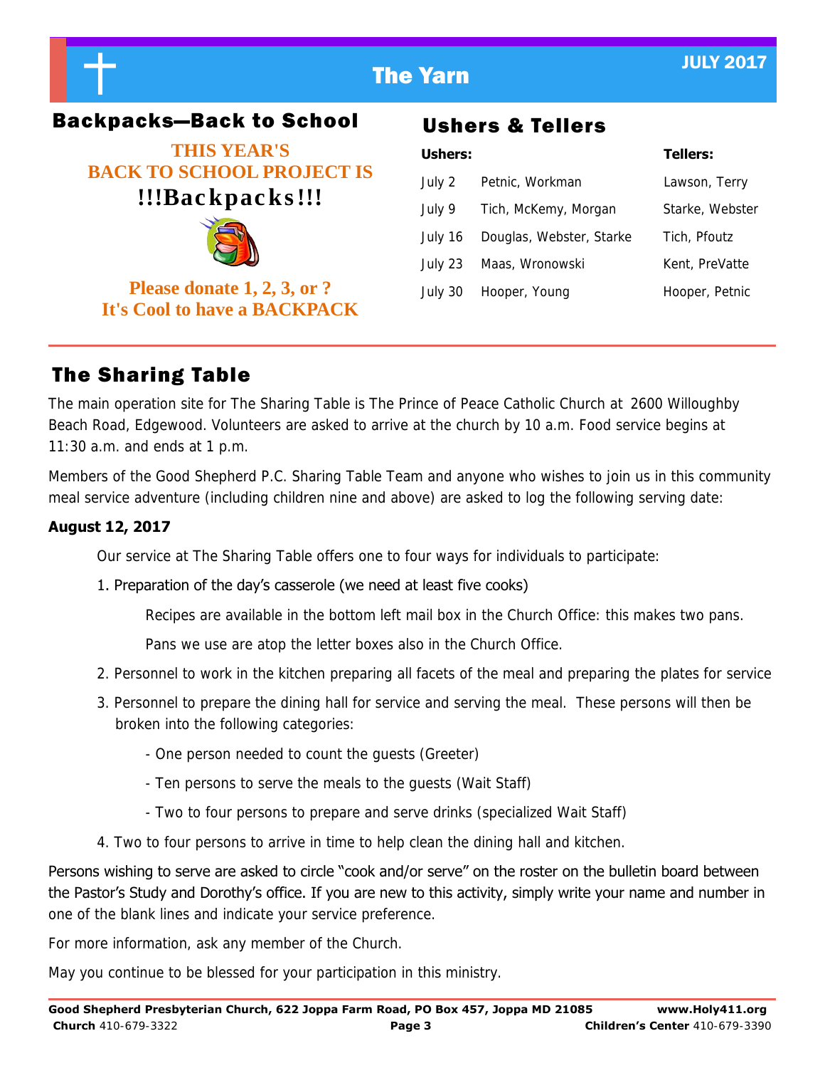## Backpacks—Back to School

**THIS YEAR'S BACK TO SCHOOL PROJECT IS**

**!!!Backpacks!!!**

**Please donate 1, 2, 3, or ?**
**It's Cool to have a BACKPACK**

## Ushers & Tellers

| | Ushers: | Tellers: |
|---|---|---|
| July 2 | Petnic, Workman | Lawson, Terry |
| July 9 | Tich, McKemy, Morgan | Starke, Webster |
| July 16 | Douglas, Webster, Starke | Tich, Pfoutz |
| July 23 | Maas, Wronowski | Kent, PreVatte |
| July 30 | Hooper, Young | Hooper, Petnic |

## The Sharing Table

The main operation site for The Sharing Table is The Prince of Peace Catholic Church at 2600 Willoughby Beach Road, Edgewood. Volunteers are asked to arrive at the church by 10 a.m. Food service begins at 11:30 a.m. and ends at 1 p.m.

Members of the Good Shepherd P.C. Sharing Table Team and anyone who wishes to join us in this community meal service adventure (including children nine and above) are asked to log the following serving date:

**August 12, 2017**

Our service at The Sharing Table offers one to four ways for individuals to participate:

1. Preparation of the day's casserole (we need at least five cooks)

   Recipes are available in the bottom left mail box in the Church Office: this makes two pans.

   Pans we use are atop the letter boxes also in the Church Office.

2. Personnel to work in the kitchen preparing all facets of the meal and preparing the plates for service
3. Personnel to prepare the dining hall for service and serving the meal. These persons will then be broken into the following categories:
   - One person needed to count the guests (Greeter)
   - Ten persons to serve the meals to the guests (Wait Staff)
   - Two to four persons to prepare and serve drinks (specialized Wait Staff)
4. Two to four persons to arrive in time to help clean the dining hall and kitchen.

Persons wishing to serve are asked to circle "cook and/or serve" on the roster on the bulletin board between the Pastor's Study and Dorothy's office. If you are new to this activity, simply write your name and number in one of the blank lines and indicate your service preference.

For more information, ask any member of the Church.

May you continue to be blessed for your participation in this ministry.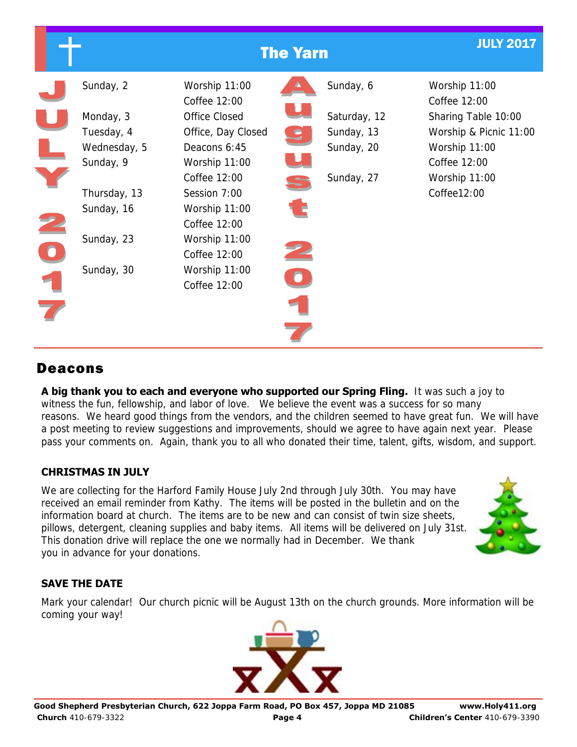# The Yarn

JULY 2017

## July 2017

| Date | Event |
|---|---|
| Sunday, 2 | Worship 11:00<br>Coffee 12:00 |
| Monday, 3 | Office Closed |
| Tuesday, 4 | Office, Day Closed |
| Wednesday, 5 | Deacons 6:45 |
| Sunday, 9 | Worship 11:00<br>Coffee 12:00 |
| Thursday, 13 | Session 7:00 |
| Sunday, 16 | Worship 11:00<br>Coffee 12:00 |
| Sunday, 23 | Worship 11:00<br>Coffee 12:00 |
| Sunday, 30 | Worship 11:00<br>Coffee 12:00 |

## August 2017

| Date | Event |
|---|---|
| Sunday, 6 | Worship 11:00<br>Coffee 12:00 |
| Saturday, 12 | Sharing Table 10:00 |
| Sunday, 13 | Worship & Picnic 11:00 |
| Sunday, 20 | Worship 11:00<br>Coffee 12:00 |
| Sunday, 27 | Worship 11:00<br>Coffee12:00 |

## Deacons

**A big thank you to each and everyone who supported our Spring Fling.** It was such a joy to witness the fun, fellowship, and labor of love. We believe the event was a success for so many reasons. We heard good things from the vendors, and the children seemed to have great fun. We will have a post meeting to review suggestions and improvements, should we agree to have again next year. Please pass your comments on. Again, thank you to all who donated their time, talent, gifts, wisdom, and support.

### CHRISTMAS IN JULY

We are collecting for the Harford Family House July 2nd through July 30th. You may have received an email reminder from Kathy. The items will be posted in the bulletin and on the information board at church. The items are to be new and can consist of twin size sheets, pillows, detergent, cleaning supplies and baby items. All items will be delivered on July 31st. This donation drive will replace the one we normally had in December. We thank you in advance for your donations.

### SAVE THE DATE

Mark your calendar! Our church picnic will be August 13th on the church grounds. More information will be coming your way!

**Good Shepherd Presbyterian Church, 622 Joppa Farm Road, PO Box 457, Joppa MD 21085** **www.Holy411.org**
**Church** 410-679-3322 **Children's Center** 410-679-3390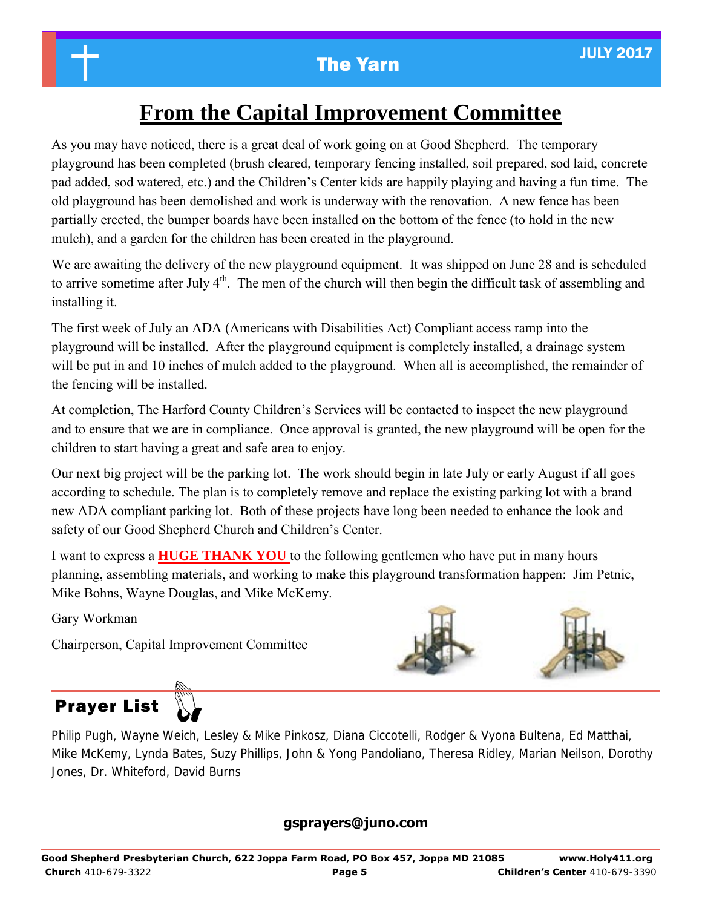# From the Capital Improvement Committee

As you may have noticed, there is a great deal of work going on at Good Shepherd. The temporary playground has been completed (brush cleared, temporary fencing installed, soil prepared, sod laid, concrete pad added, sod watered, etc.) and the Children's Center kids are happily playing and having a fun time. The old playground has been demolished and work is underway with the renovation. A new fence has been partially erected, the bumper boards have been installed on the bottom of the fence (to hold in the new mulch), and a garden for the children has been created in the playground.

We are awaiting the delivery of the new playground equipment. It was shipped on June 28 and is scheduled to arrive sometime after July 4th. The men of the church will then begin the difficult task of assembling and installing it.

The first week of July an ADA (Americans with Disabilities Act) Compliant access ramp into the playground will be installed. After the playground equipment is completely installed, a drainage system will be put in and 10 inches of mulch added to the playground. When all is accomplished, the remainder of the fencing will be installed.

At completion, The Harford County Children's Services will be contacted to inspect the new playground and to ensure that we are in compliance. Once approval is granted, the new playground will be open for the children to start having a great and safe area to enjoy.

Our next big project will be the parking lot. The work should begin in late July or early August if all goes according to schedule. The plan is to completely remove and replace the existing parking lot with a brand new ADA compliant parking lot. Both of these projects have long been needed to enhance the look and safety of our Good Shepherd Church and Children's Center.

I want to express a **HUGE THANK YOU** to the following gentlemen who have put in many hours planning, assembling materials, and working to make this playground transformation happen: Jim Petnic, Mike Bohns, Wayne Douglas, and Mike McKemy.

Gary Workman

Chairperson, Capital Improvement Committee

## Prayer List

Philip Pugh, Wayne Weich, Lesley & Mike Pinkosz, Diana Ciccotelli, Rodger & Vyona Bultena, Ed Matthai, Mike McKemy, Lynda Bates, Suzy Phillips, John & Yong Pandoliano, Theresa Ridley, Marian Neilson, Dorothy Jones, Dr. Whiteford, David Burns

**gsprayers@juno.com**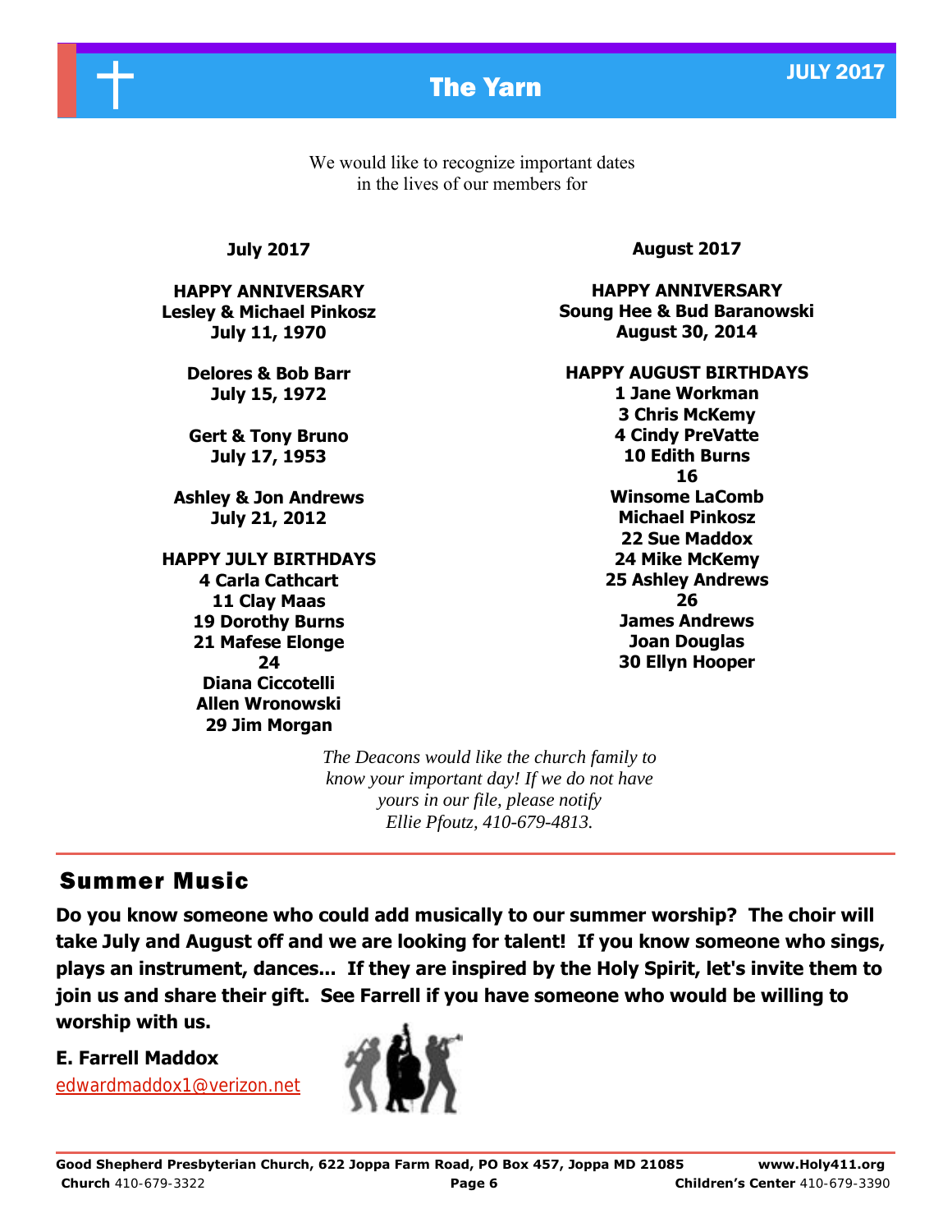We would like to recognize important dates in the lives of our members for

**July 2017**

**HAPPY ANNIVERSARY**
**Lesley & Michael Pinkosz**
**July 11, 1970**

**Delores & Bob Barr**
**July 15, 1972**

**Gert & Tony Bruno**
**July 17, 1953**

**Ashley & Jon Andrews**
**July 21, 2012**

**HAPPY JULY BIRTHDAYS**
**4 Carla Cathcart**
**11 Clay Maas**
**19 Dorothy Burns**
**21 Mafese Elonge**
**24**
**Diana Ciccotelli**
**Allen Wronowski**
**29 Jim Morgan**

**August 2017**

**HAPPY ANNIVERSARY**
**Soung Hee & Bud Baranowski**
**August 30, 2014**

**HAPPY AUGUST BIRTHDAYS**
**1 Jane Workman**
**3 Chris McKemy**
**4 Cindy PreVatte**
**10 Edith Burns**
**16**
**Winsome LaComb**
**Michael Pinkosz**
**22 Sue Maddox**
**24 Mike McKemy**
**25 Ashley Andrews**
**26**
**James Andrews**
**Joan Douglas**
**30 Ellyn Hooper**

*The Deacons would like the church family to know your important day! If we do not have yours in our file, please notify Ellie Pfoutz, 410-679-4813.*

## Summer Music

**Do you know someone who could add musically to our summer worship? The choir will take July and August off and we are looking for talent! If you know someone who sings, plays an instrument, dances... If they are inspired by the Holy Spirit, let's invite them to join us and share their gift. See Farrell if you have someone who would be willing to worship with us.**

**E. Farrell Maddox**
edwardmaddox1@verizon.net